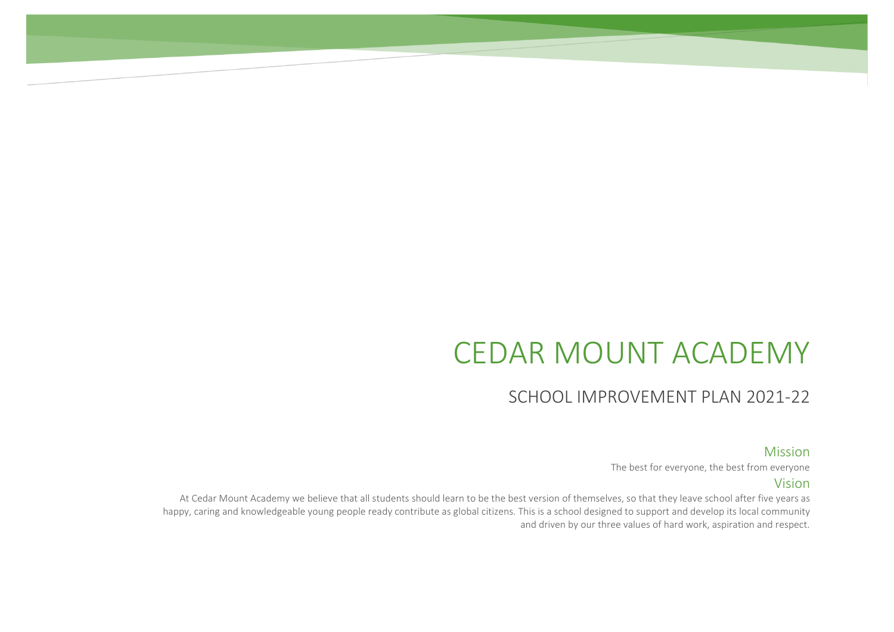# CEDAR MOUNT ACADEMY

## SCHOOL IMPROVEMENT PLAN 2021-22

### Mission

The best for everyone, the best from everyone

### Vision

At Cedar Mount Academy we believe that all students should learn to be the best version of themselves, so that they leave school after five years as happy, caring and knowledgeable young people ready contribute as global citizens. This is a school designed to support and develop its local community and driven by our three values of hard work, aspiration and respect.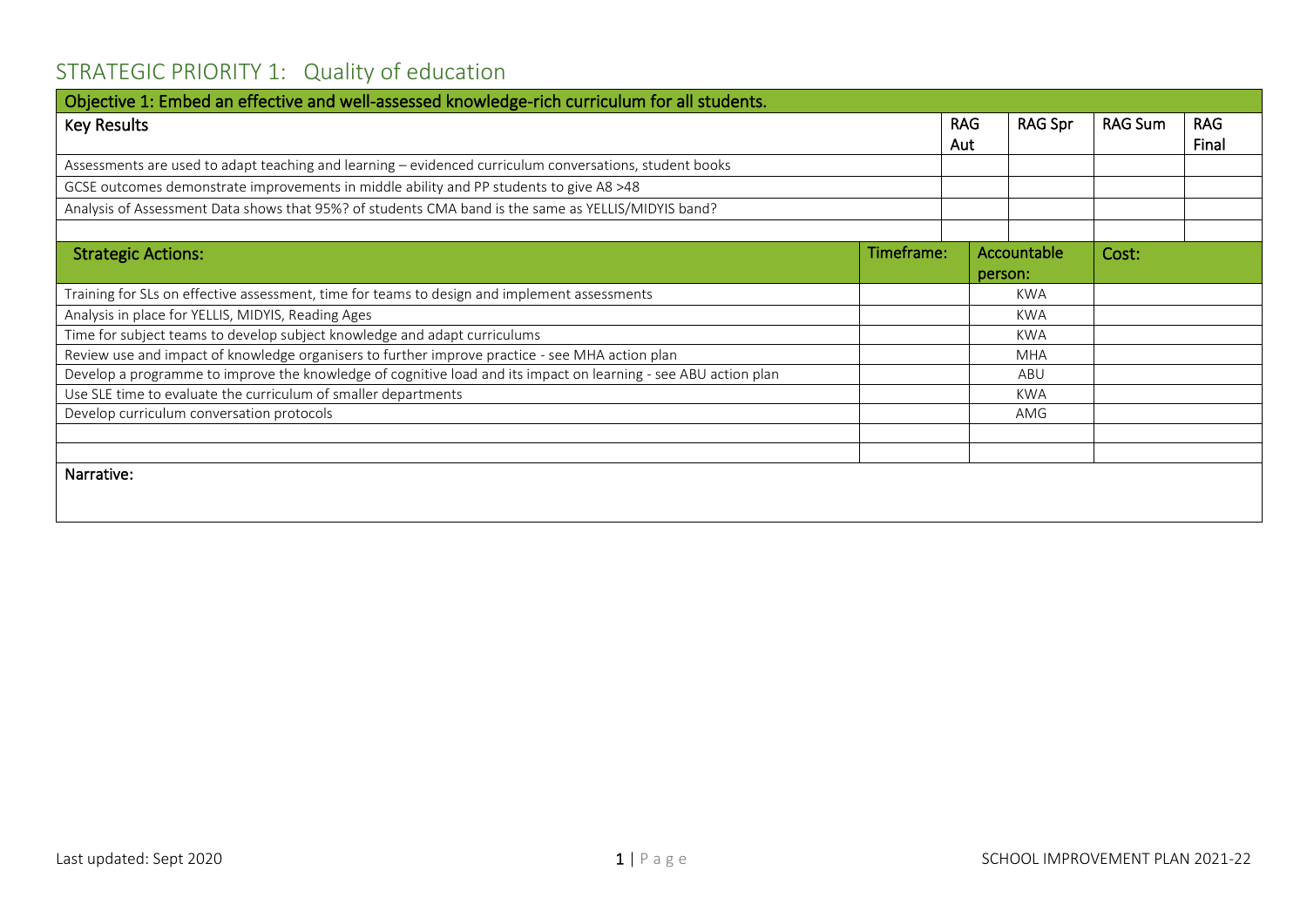## STRATEGIC PRIORITY 1: Quality of education

| Objective 1: Embed an effective and well-assessed knowledge-rich curriculum for all students. | | | | | |
|---|---|---|---|---|---|
| **Key Results** | | **RAG Aut** | **RAG Spr** | **RAG Sum** | **RAG Final** |
| Assessments are used to adapt teaching and learning – evidenced curriculum conversations, student books | | | | | |
| GCSE outcomes demonstrate improvements in middle ability and PP students to give A8 >48 | | | | | |
| Analysis of Assessment Data shows that 95%? of students CMA band is the same as YELLIS/MIDYIS band? | | | | | |
| | | | | | |

| **Strategic Actions:** | **Timeframe:** | **Accountable person:** | **Cost:** |
|---|---|---|---|
| Training for SLs on effective assessment, time for teams to design and implement assessments | | KWA | |
| Analysis in place for YELLIS, MIDYIS, Reading Ages | | KWA | |
| Time for subject teams to develop subject knowledge and adapt curriculums | | KWA | |
| Review use and impact of knowledge organisers to further improve practice - see MHA action plan | | MHA | |
| Develop a programme to improve the knowledge of cognitive load and its impact on learning - see ABU action plan | | ABU | |
| Use SLE time to evaluate the curriculum of smaller departments | | KWA | |
| Develop curriculum conversation protocols | | AMG | |
| | | | |
| | | | |

**Narrative:**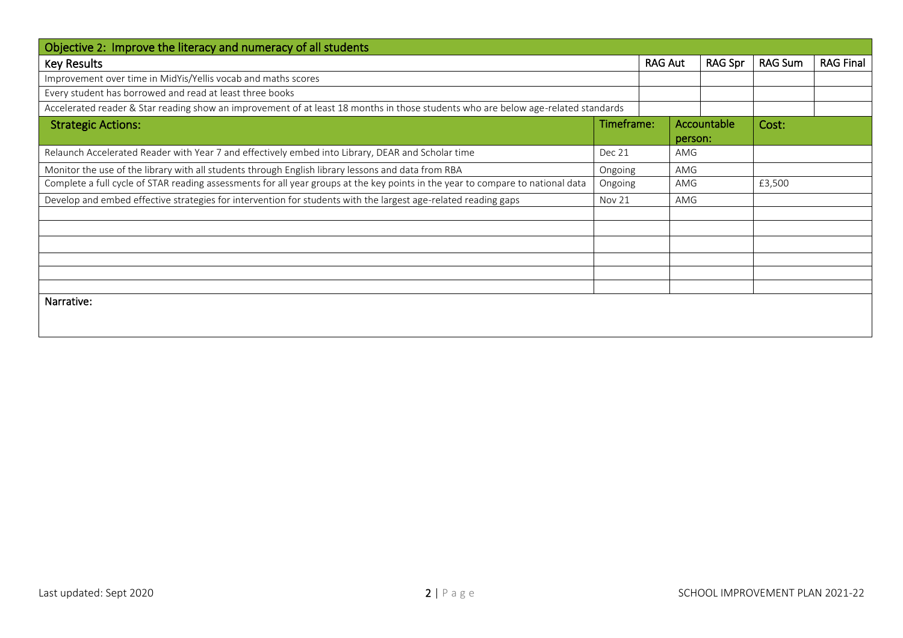## Objective 2: Improve the literacy and numeracy of all students

| Key Results | RAG Aut | RAG Spr | RAG Sum | RAG Final |
|---|---|---|---|---|
| Improvement over time in MidYis/Yellis vocab and maths scores | | | | |
| Every student has borrowed and read at least three books | | | | |
| Accelerated reader & Star reading show an improvement of at least 18 months in those students who are below age-related standards | | | | |

| Strategic Actions: | Timeframe: | Accountable person: | Cost: |
|---|---|---|---|
| Relaunch Accelerated Reader with Year 7 and effectively embed into Library, DEAR and Scholar time | Dec 21 | AMG | |
| Monitor the use of the library with all students through English library lessons and data from RBA | Ongoing | AMG | |
| Complete a full cycle of STAR reading assessments for all year groups at the key points in the year to compare to national data | Ongoing | AMG | £3,500 |
| Develop and embed effective strategies for intervention for students with the largest age-related reading gaps | Nov 21 | AMG | |
| | | | |
| | | | |
| | | | |
| | | | |
| | | | |
| | | | |

**Narrative:**

Last updated: Sept 2020

SCHOOL IMPROVEMENT PLAN 2021-22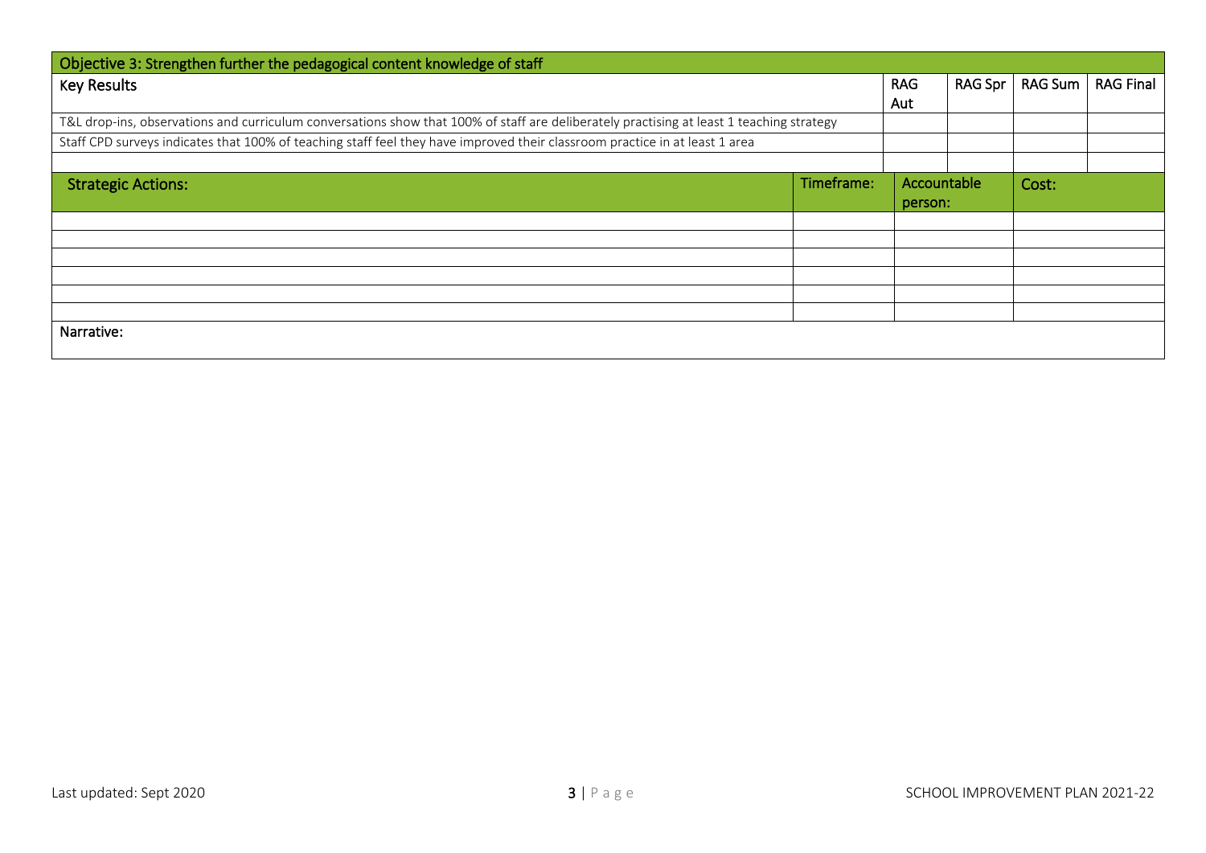| Objective 3: Strengthen further the pedagogical content knowledge of staff | | | | |
|---|---|---|---|---|
| **Key Results** | RAG Aut | RAG Spr | RAG Sum | RAG Final |
| T&L drop-ins, observations and curriculum conversations show that 100% of staff are deliberately practising at least 1 teaching strategy | | | | |
| Staff CPD surveys indicates that 100% of teaching staff feel they have improved their classroom practice in at least 1 area | | | | |
| | | | | |

| Strategic Actions: | Timeframe: | Accountable person: | Cost: |
|---|---|---|---|
| | | | |
| | | | |
| | | | |
| | | | |
| | | | |
| | | | |

Narrative: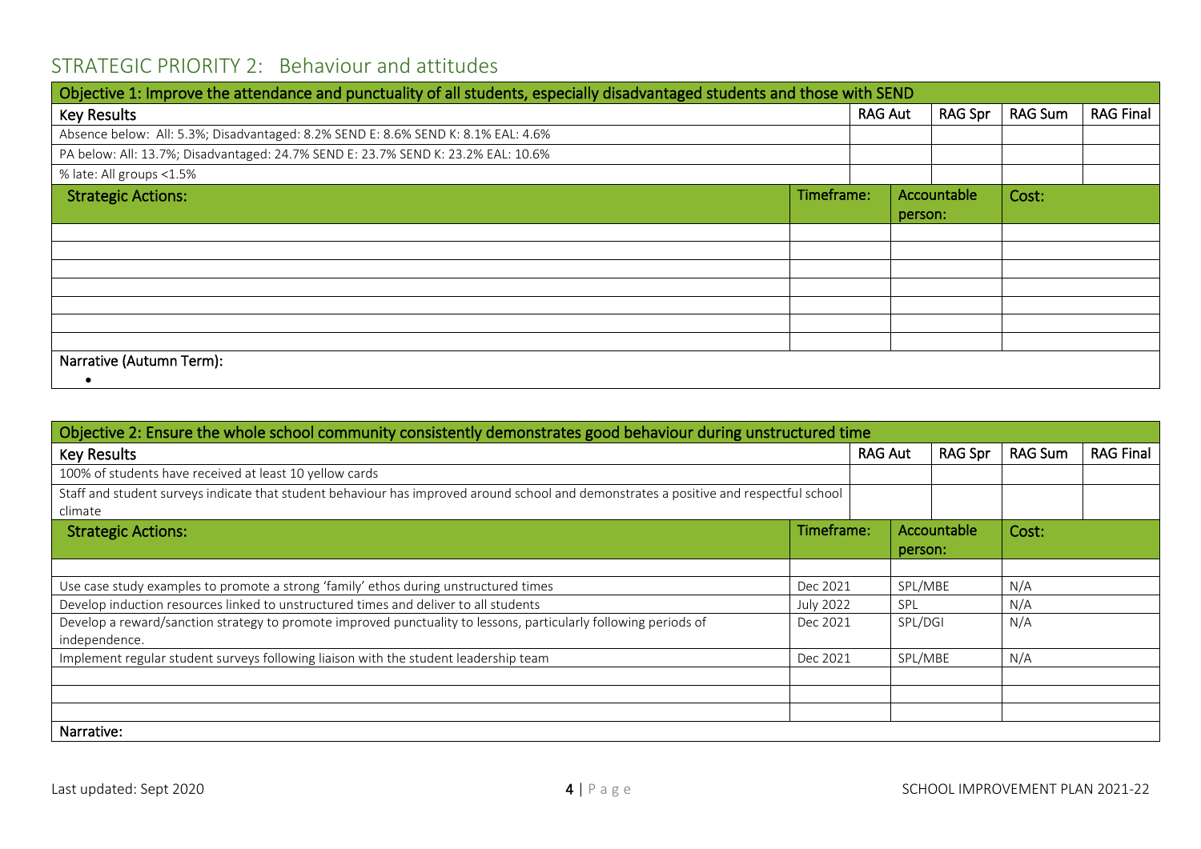## STRATEGIC PRIORITY 2: Behaviour and attitudes

| Objective 1: Improve the attendance and punctuality of all students, especially disadvantaged students and those with SEND | | | | | |
|---|---|---|---|---|---|
| **Key Results** | | **RAG Aut** | **RAG Spr** | **RAG Sum** | **RAG Final** |
| Absence below: All: 5.3%; Disadvantaged: 8.2% SEND E: 8.6% SEND K: 8.1% EAL: 4.6% | | | | | |
| PA below: All: 13.7%; Disadvantaged: 24.7% SEND E: 23.7% SEND K: 23.2% EAL: 10.6% | | | | | |
| % late: All groups <1.5% | | | | | |
| **Strategic Actions:** | **Timeframe:** | **Accountable person:** | | **Cost:** | |
| | | | | | |
| | | | | | |
| | | | | | |
| | | | | | |
| | | | | | |
| | | | | | |
| | | | | | |
| **Narrative (Autumn Term):** • | | | | | |

| Objective 2: Ensure the whole school community consistently demonstrates good behaviour during unstructured time | | | | | |
|---|---|---|---|---|---|
| **Key Results** | | **RAG Aut** | **RAG Spr** | **RAG Sum** | **RAG Final** |
| 100% of students have received at least 10 yellow cards | | | | | |
| Staff and student surveys indicate that student behaviour has improved around school and demonstrates a positive and respectful school climate | | | | | |
| **Strategic Actions:** | **Timeframe:** | **Accountable person:** | | **Cost:** | |
| | | | | | |
| Use case study examples to promote a strong 'family' ethos during unstructured times | Dec 2021 | SPL/MBE | | N/A | |
| Develop induction resources linked to unstructured times and deliver to all students | July 2022 | SPL | | N/A | |
| Develop a reward/sanction strategy to promote improved punctuality to lessons, particularly following periods of independence. | Dec 2021 | SPL/DGI | | N/A | |
| Implement regular student surveys following liaison with the student leadership team | Dec 2021 | SPL/MBE | | N/A | |
| | | | | | |
| | | | | | |
| | | | | | |
| **Narrative:** | | | | | |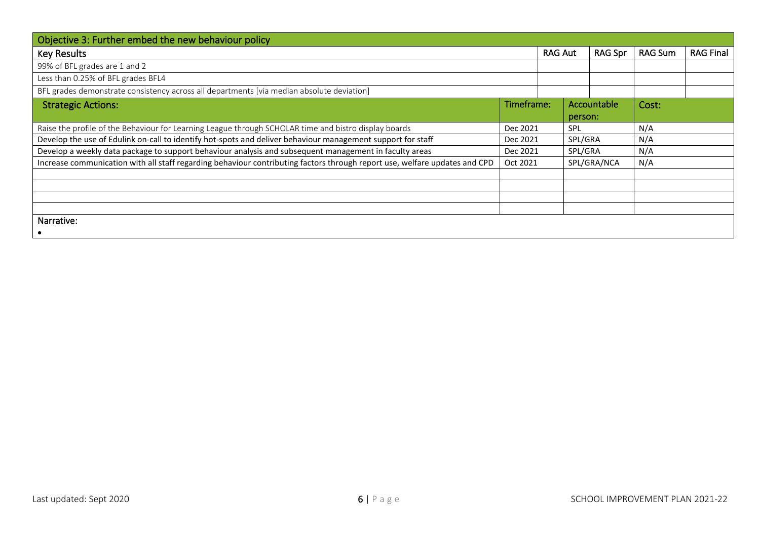| Objective 3: Further embed the new behaviour policy | | | | | |
|---|---|---|---|---|---|
| Key Results | | RAG Aut | RAG Spr | RAG Sum | RAG Final |
| 99% of BFL grades are 1 and 2 | | | | | |
| Less than 0.25% of BFL grades BFL4 | | | | | |
| BFL grades demonstrate consistency across all departments [via median absolute deviation] | | | | | |

| Strategic Actions: | Timeframe: | Accountable person: | Cost: |
|---|---|---|---|
| Raise the profile of the Behaviour for Learning League through SCHOLAR time and bistro display boards | Dec 2021 | SPL | N/A |
| Develop the use of Edulink on-call to identify hot-spots and deliver behaviour management support for staff | Dec 2021 | SPL/GRA | N/A |
| Develop a weekly data package to support behaviour analysis and subsequent management in faculty areas | Dec 2021 | SPL/GRA | N/A |
| Increase communication with all staff regarding behaviour contributing factors through report use, welfare updates and CPD | Oct 2021 | SPL/GRA/NCA | N/A |
| | | | |
| | | | |
| | | | |
| | | | |

Narrative:

-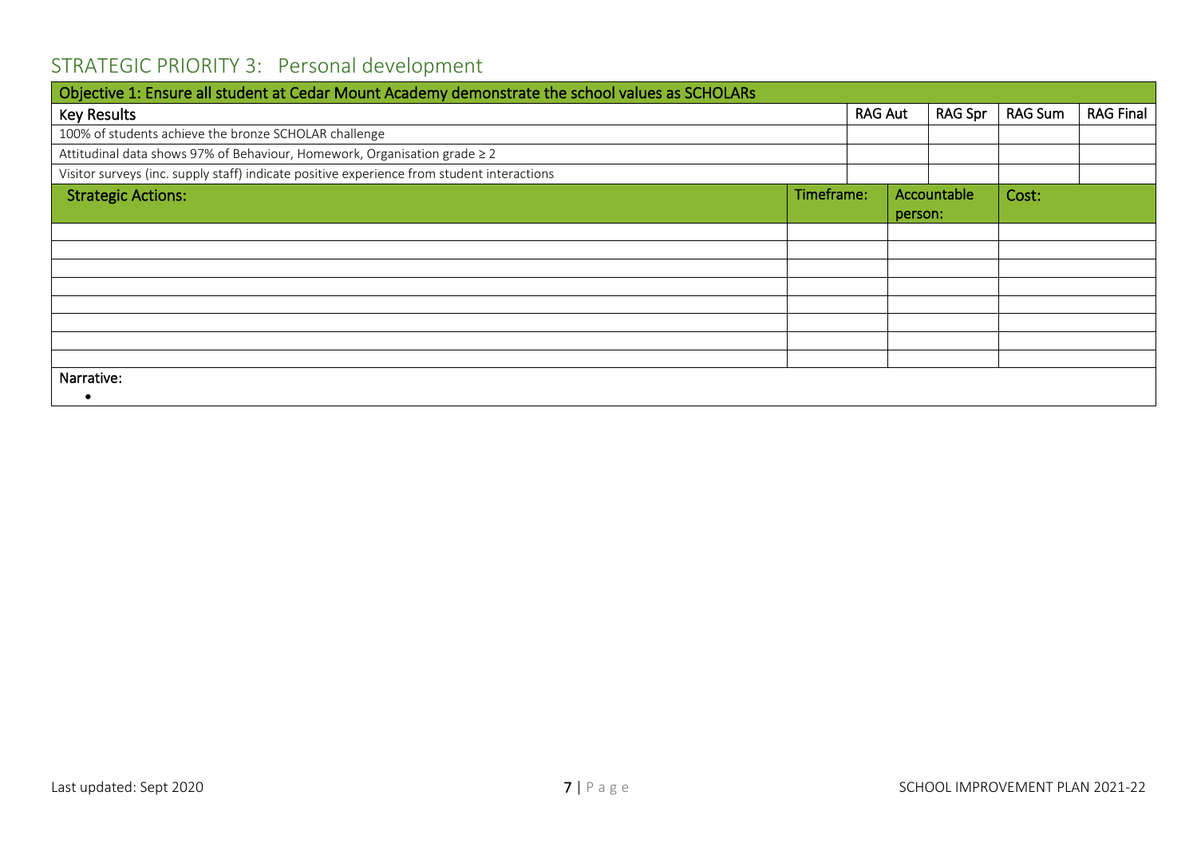## STRATEGIC PRIORITY 3: Personal development

| Objective 1: Ensure all student at Cedar Mount Academy demonstrate the school values as SCHOLARs | | | | |
|---|---|---|---|---|
| **Key Results** | **RAG Aut** | **RAG Spr** | **RAG Sum** | **RAG Final** |
| 100% of students achieve the bronze SCHOLAR challenge | | | | |
| Attitudinal data shows 97% of Behaviour, Homework, Organisation grade ≥ 2 | | | | |
| Visitor surveys (inc. supply staff) indicate positive experience from student interactions | | | | |

| **Strategic Actions:** | **Timeframe:** | **Accountable person:** | **Cost:** |
|---|---|---|---|
| | | | |
| | | | |
| | | | |
| | | | |
| | | | |
| | | | |
| | | | |
| | | | |

**Narrative:**

-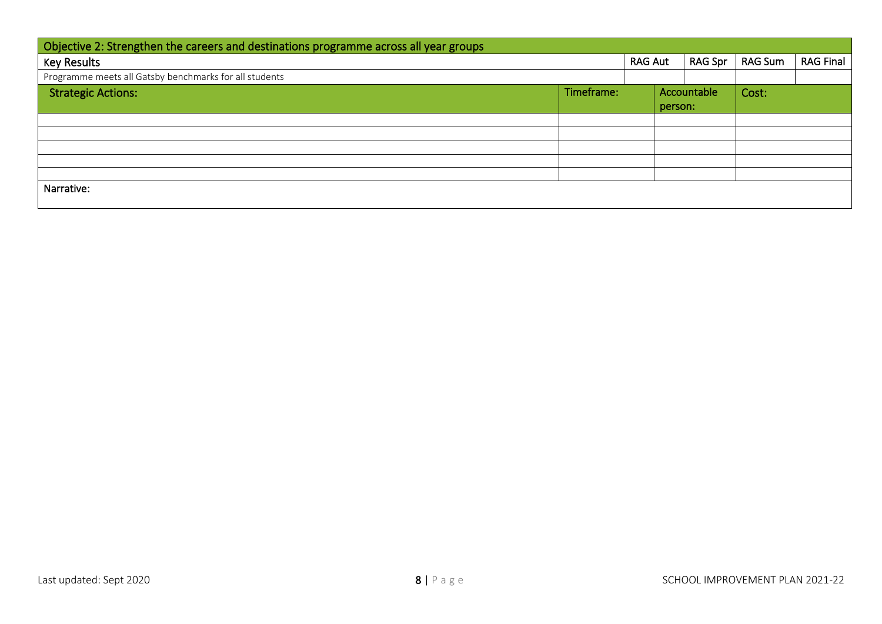| Objective 2: Strengthen the careers and destinations programme across all year groups | | | | | |
|---|---|---|---|---|---|
| Key Results | | RAG Aut | RAG Spr | RAG Sum | RAG Final |
| Programme meets all Gatsby benchmarks for all students | | | | | |

| Strategic Actions: | Timeframe: | Accountable person: | Cost: |
|---|---|---|---|
| | | | |
| | | | |
| | | | |
| | | | |
| | | | |

Narrative: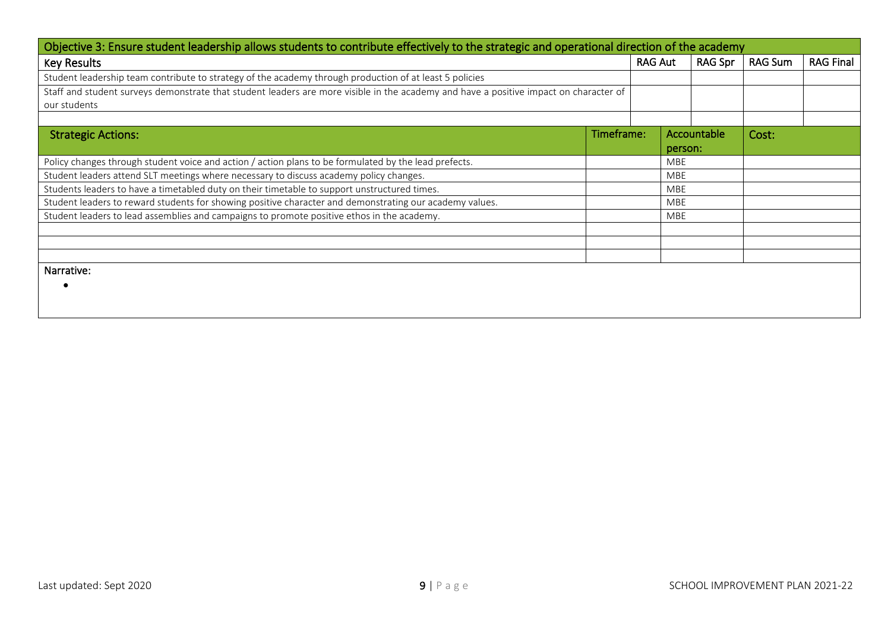| Objective 3: Ensure student leadership allows students to contribute effectively to the strategic and operational direction of the academy | | | | |
|---|---|---|---|---|
| **Key Results** | **RAG Aut** | **RAG Spr** | **RAG Sum** | **RAG Final** |
| Student leadership team contribute to strategy of the academy through production of at least 5 policies | | | | |
| Staff and student surveys demonstrate that student leaders are more visible in the academy and have a positive impact on character of our students | | | | |
| | | | | |

| Strategic Actions: | Timeframe: | Accountable person: | Cost: |
|---|---|---|---|
| Policy changes through student voice and action / action plans to be formulated by the lead prefects. | | MBE | |
| Student leaders attend SLT meetings where necessary to discuss academy policy changes. | | MBE | |
| Students leaders to have a timetabled duty on their timetable to support unstructured times. | | MBE | |
| Student leaders to reward students for showing positive character and demonstrating our academy values. | | MBE | |
| Student leaders to lead assemblies and campaigns to promote positive ethos in the academy. | | MBE | |
| | | | |
| | | | |
| | | | |

**Narrative:**

-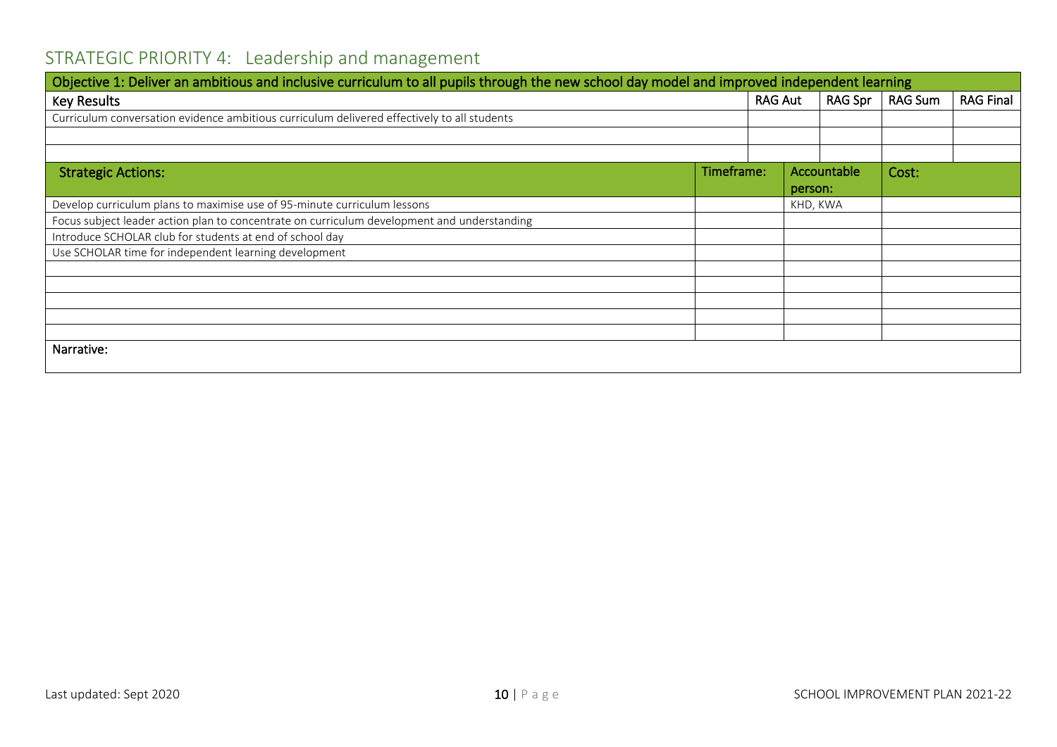## STRATEGIC PRIORITY 4: Leadership and management

| Objective 1: Deliver an ambitious and inclusive curriculum to all pupils through the new school day model and improved independent learning | | | | |
|---|---|---|---|---|
| **Key Results** | **RAG Aut** | **RAG Spr** | **RAG Sum** | **RAG Final** |
| Curriculum conversation evidence ambitious curriculum delivered effectively to all students | | | | |
| | | | | |
| | | | | |

| **Strategic Actions:** | **Timeframe:** | **Accountable person:** | **Cost:** |
|---|---|---|---|
| Develop curriculum plans to maximise use of 95-minute curriculum lessons | | KHD, KWA | |
| Focus subject leader action plan to concentrate on curriculum development and understanding | | | |
| Introduce SCHOLAR club for students at end of school day | | | |
| Use SCHOLAR time for independent learning development | | | |
| | | | |
| | | | |
| | | | |
| | | | |
| | | | |

**Narrative:**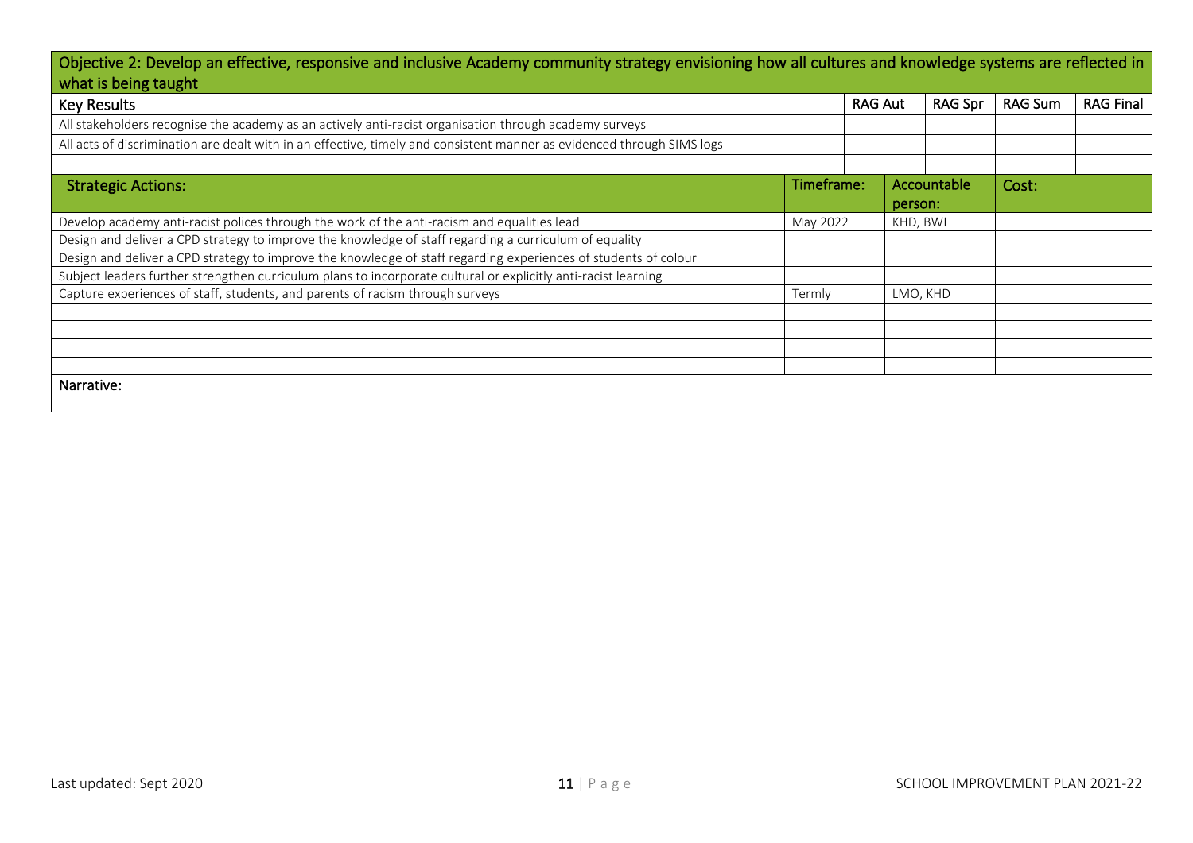## Objective 2: Develop an effective, responsive and inclusive Academy community strategy envisioning how all cultures and knowledge systems are reflected in what is being taught

| Key Results | RAG Aut | RAG Spr | RAG Sum | RAG Final |
|---|---|---|---|---|
| All stakeholders recognise the academy as an actively anti-racist organisation through academy surveys | | | | |
| All acts of discrimination are dealt with in an effective, timely and consistent manner as evidenced through SIMS logs | | | | |
| | | | | |

| Strategic Actions: | Timeframe: | Accountable person: | Cost: |
|---|---|---|---|
| Develop academy anti-racist polices through the work of the anti-racism and equalities lead | May 2022 | KHD, BWI | |
| Design and deliver a CPD strategy to improve the knowledge of staff regarding a curriculum of equality | | | |
| Design and deliver a CPD strategy to improve the knowledge of staff regarding experiences of students of colour | | | |
| Subject leaders further strengthen curriculum plans to incorporate cultural or explicitly anti-racist learning | | | |
| Capture experiences of staff, students, and parents of racism through surveys | Termly | LMO, KHD | |
| | | | |
| | | | |
| | | | |
| | | | |

**Narrative:**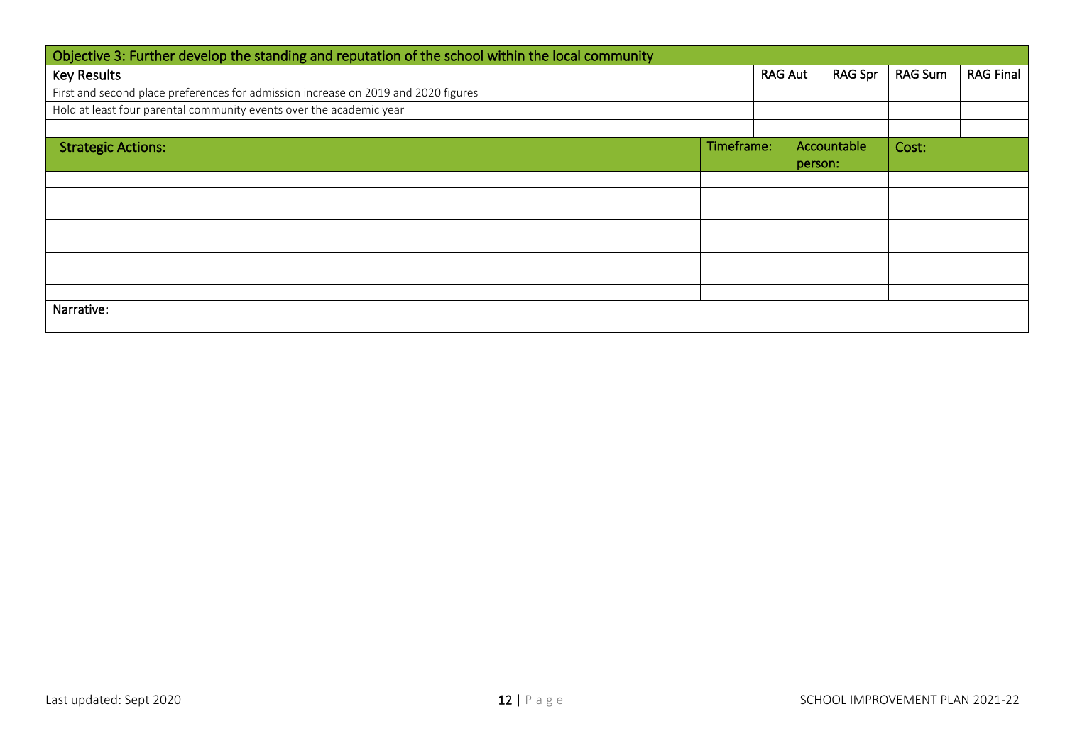| Objective 3: Further develop the standing and reputation of the school within the local community | | | | |
|---|---|---|---|---|
| **Key Results** | **RAG Aut** | **RAG Spr** | **RAG Sum** | **RAG Final** |
| First and second place preferences for admission increase on 2019 and 2020 figures | | | | |
| Hold at least four parental community events over the academic year | | | | |
| | | | | |

| Strategic Actions: | Timeframe: | Accountable person: | Cost: |
|---|---|---|---|
| | | | |
| | | | |
| | | | |
| | | | |
| | | | |
| | | | |
| | | | |
| | | | |
| **Narrative:** | | | |